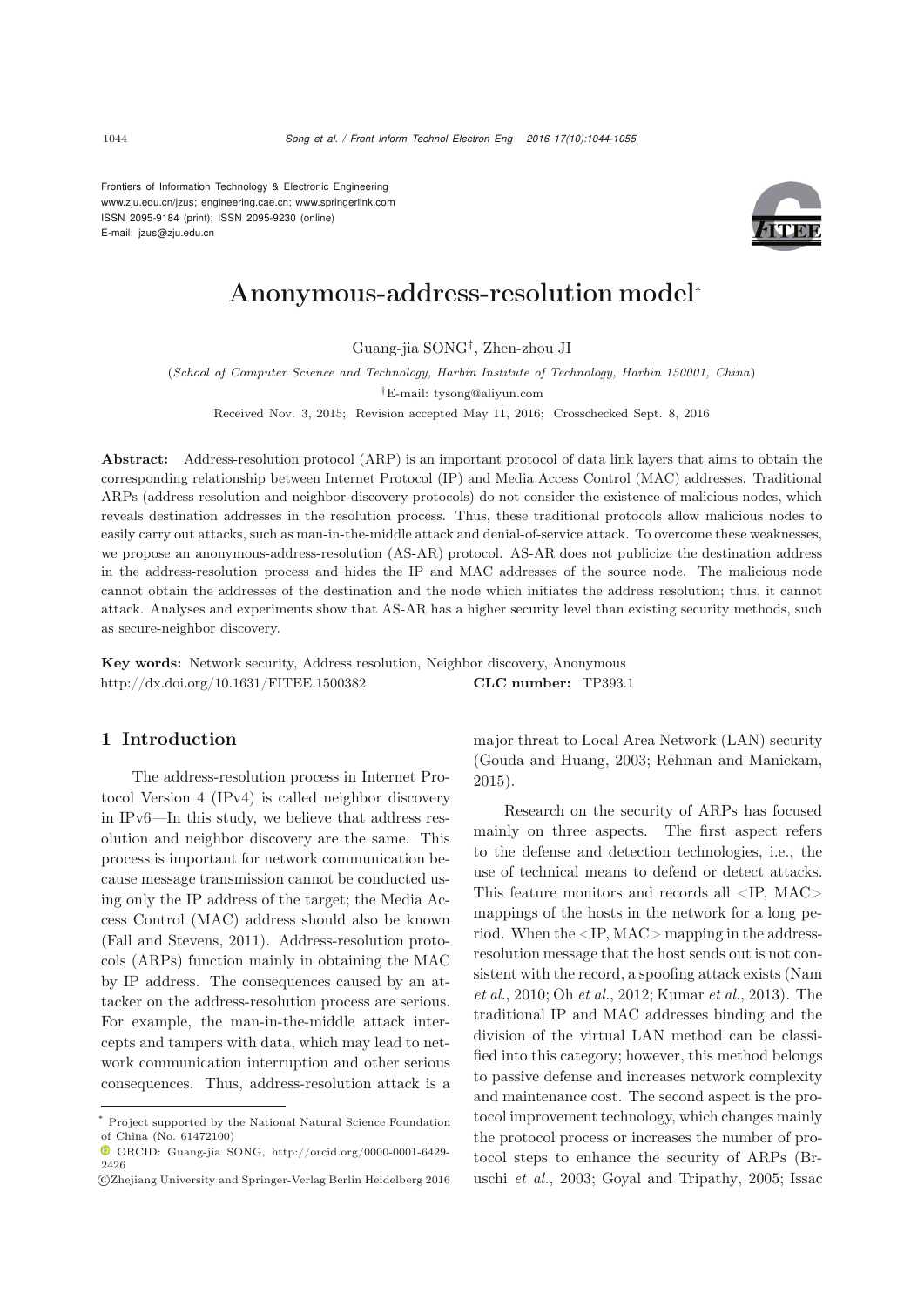Frontiers of Information Technology & Electronic Engineering
www.zju.edu.cn/jzus; engineering.cae.cn; www.springerlink.com
ISSN 2095-9184 (print); ISSN 2095-9230 (online)
E-mail: jzus@zju.edu.cn

# Anonymous-address-resolution model*

Guang-jia SONG†, Zhen-zhou JI

(*School of Computer Science and Technology, Harbin Institute of Technology, Harbin 150001, China*)

†E-mail: tysong@aliyun.com

Received Nov. 3, 2015; Revision accepted May 11, 2016; Crosschecked Sept. 8, 2016

**Abstract:** Address-resolution protocol (ARP) is an important protocol of data link layers that aims to obtain the corresponding relationship between Internet Protocol (IP) and Media Access Control (MAC) addresses. Traditional ARPs (address-resolution and neighbor-discovery protocols) do not consider the existence of malicious nodes, which reveals destination addresses in the resolution process. Thus, these traditional protocols allow malicious nodes to easily carry out attacks, such as man-in-the-middle attack and denial-of-service attack. To overcome these weaknesses, we propose an anonymous-address-resolution (AS-AR) protocol. AS-AR does not publicize the destination address in the address-resolution process and hides the IP and MAC addresses of the source node. The malicious node cannot obtain the addresses of the destination and the node which initiates the address resolution; thus, it cannot attack. Analyses and experiments show that AS-AR has a higher security level than existing security methods, such as secure-neighbor discovery.

**Key words:** Network security, Address resolution, Neighbor discovery, Anonymous
http://dx.doi.org/10.1631/FITEE.1500382 **CLC number:** TP393.1

## 1 Introduction

The address-resolution process in Internet Protocol Version 4 (IPv4) is called neighbor discovery in IPv6—In this study, we believe that address resolution and neighbor discovery are the same. This process is important for network communication because message transmission cannot be conducted using only the IP address of the target; the Media Access Control (MAC) address should also be known (Fall and Stevens, 2011). Address-resolution protocols (ARPs) function mainly in obtaining the MAC by IP address. The consequences caused by an attacker on the address-resolution process are serious. For example, the man-in-the-middle attack intercepts and tampers with data, which may lead to network communication interruption and other serious consequences. Thus, address-resolution attack is a major threat to Local Area Network (LAN) security (Gouda and Huang, 2003; Rehman and Manickam, 2015).

Research on the security of ARPs has focused mainly on three aspects. The first aspect refers to the defense and detection technologies, i.e., the use of technical means to defend or detect attacks. This feature monitors and records all <IP, MAC> mappings of the hosts in the network for a long period. When the <IP, MAC> mapping in the address-resolution message that the host sends out is not consistent with the record, a spoofing attack exists (Nam *et al.*, 2010; Oh *et al.*, 2012; Kumar *et al.*, 2013). The traditional IP and MAC addresses binding and the division of the virtual LAN method can be classified into this category; however, this method belongs to passive defense and increases network complexity and maintenance cost. The second aspect is the protocol improvement technology, which changes mainly the protocol process or increases the number of protocol steps to enhance the security of ARPs (Bruschi *et al.*, 2003; Goyal and Tripathy, 2005; Issac

---

* Project supported by the National Natural Science Foundation of China (No. 61472100)

ORCID: Guang-jia SONG, http://orcid.org/0000-0001-6429-2426

©Zhejiang University and Springer-Verlag Berlin Heidelberg 2016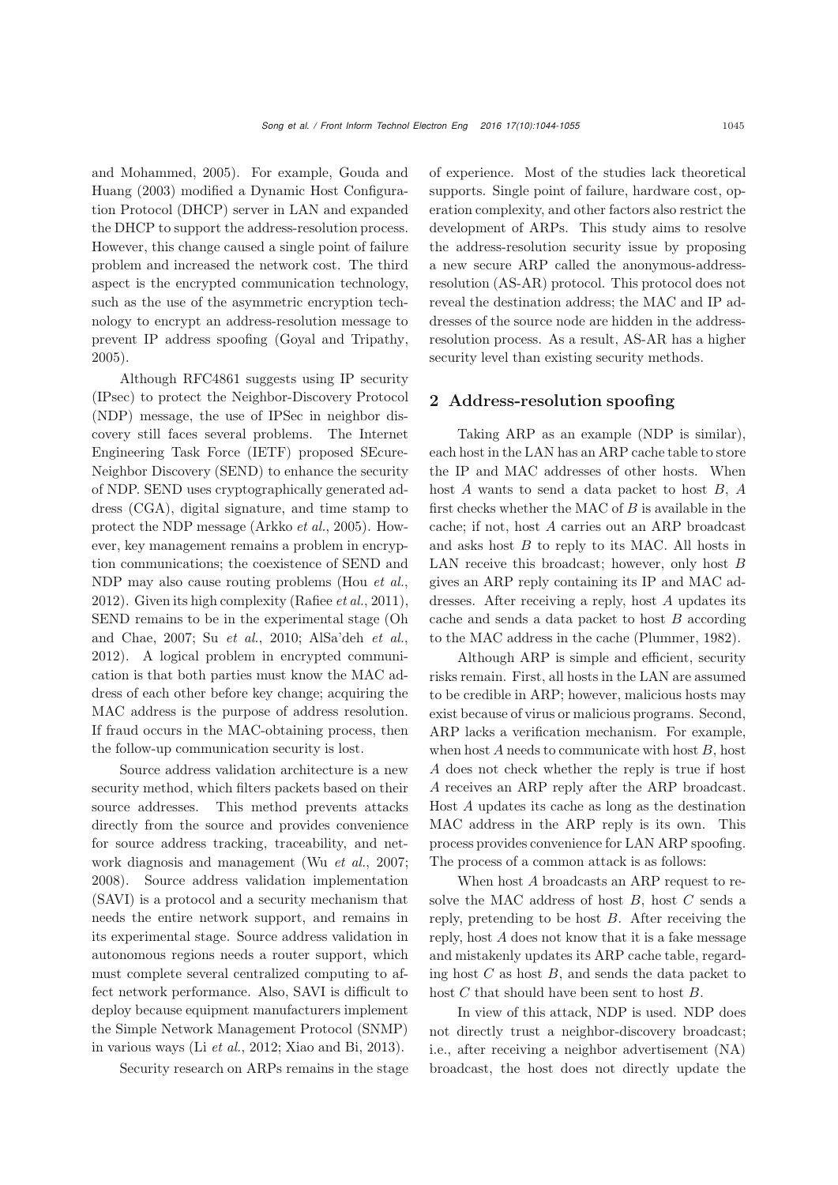and Mohammed, 2005). For example, Gouda and Huang (2003) modified a Dynamic Host Configuration Protocol (DHCP) server in LAN and expanded the DHCP to support the address-resolution process. However, this change caused a single point of failure problem and increased the network cost. The third aspect is the encrypted communication technology, such as the use of the asymmetric encryption technology to encrypt an address-resolution message to prevent IP address spoofing (Goyal and Tripathy, 2005).

Although RFC4861 suggests using IP security (IPsec) to protect the Neighbor-Discovery Protocol (NDP) message, the use of IPSec in neighbor discovery still faces several problems. The Internet Engineering Task Force (IETF) proposed SEcure-Neighbor Discovery (SEND) to enhance the security of NDP. SEND uses cryptographically generated address (CGA), digital signature, and time stamp to protect the NDP message (Arkko *et al.*, 2005). However, key management remains a problem in encryption communications; the coexistence of SEND and NDP may also cause routing problems (Hou *et al.*, 2012). Given its high complexity (Rafiee *et al.*, 2011), SEND remains to be in the experimental stage (Oh and Chae, 2007; Su *et al.*, 2010; AlSa'deh *et al.*, 2012). A logical problem in encrypted communication is that both parties must know the MAC address of each other before key change; acquiring the MAC address is the purpose of address resolution. If fraud occurs in the MAC-obtaining process, then the follow-up communication security is lost.

Source address validation architecture is a new security method, which filters packets based on their source addresses. This method prevents attacks directly from the source and provides convenience for source address tracking, traceability, and network diagnosis and management (Wu *et al.*, 2007; 2008). Source address validation implementation (SAVI) is a protocol and a security mechanism that needs the entire network support, and remains in its experimental stage. Source address validation in autonomous regions needs a router support, which must complete several centralized computing to affect network performance. Also, SAVI is difficult to deploy because equipment manufacturers implement the Simple Network Management Protocol (SNMP) in various ways (Li *et al.*, 2012; Xiao and Bi, 2013).

Security research on ARPs remains in the stage of experience. Most of the studies lack theoretical supports. Single point of failure, hardware cost, operation complexity, and other factors also restrict the development of ARPs. This study aims to resolve the address-resolution security issue by proposing a new secure ARP called the anonymous-address-resolution (AS-AR) protocol. This protocol does not reveal the destination address; the MAC and IP addresses of the source node are hidden in the address-resolution process. As a result, AS-AR has a higher security level than existing security methods.

## 2 Address-resolution spoofing

Taking ARP as an example (NDP is similar), each host in the LAN has an ARP cache table to store the IP and MAC addresses of other hosts. When host $A$ wants to send a data packet to host $B$, $A$ first checks whether the MAC of $B$ is available in the cache; if not, host $A$ carries out an ARP broadcast and asks host $B$ to reply to its MAC. All hosts in LAN receive this broadcast; however, only host $B$ gives an ARP reply containing its IP and MAC addresses. After receiving a reply, host $A$ updates its cache and sends a data packet to host $B$ according to the MAC address in the cache (Plummer, 1982).

Although ARP is simple and efficient, security risks remain. First, all hosts in the LAN are assumed to be credible in ARP; however, malicious hosts may exist because of virus or malicious programs. Second, ARP lacks a verification mechanism. For example, when host $A$ needs to communicate with host $B$, host $A$ does not check whether the reply is true if host $A$ receives an ARP reply after the ARP broadcast. Host $A$ updates its cache as long as the destination MAC address in the ARP reply is its own. This process provides convenience for LAN ARP spoofing. The process of a common attack is as follows:

When host $A$ broadcasts an ARP request to resolve the MAC address of host $B$, host $C$ sends a reply, pretending to be host $B$. After receiving the reply, host $A$ does not know that it is a fake message and mistakenly updates its ARP cache table, regarding host $C$ as host $B$, and sends the data packet to host $C$ that should have been sent to host $B$.

In view of this attack, NDP is used. NDP does not directly trust a neighbor-discovery broadcast; i.e., after receiving a neighbor advertisement (NA) broadcast, the host does not directly update the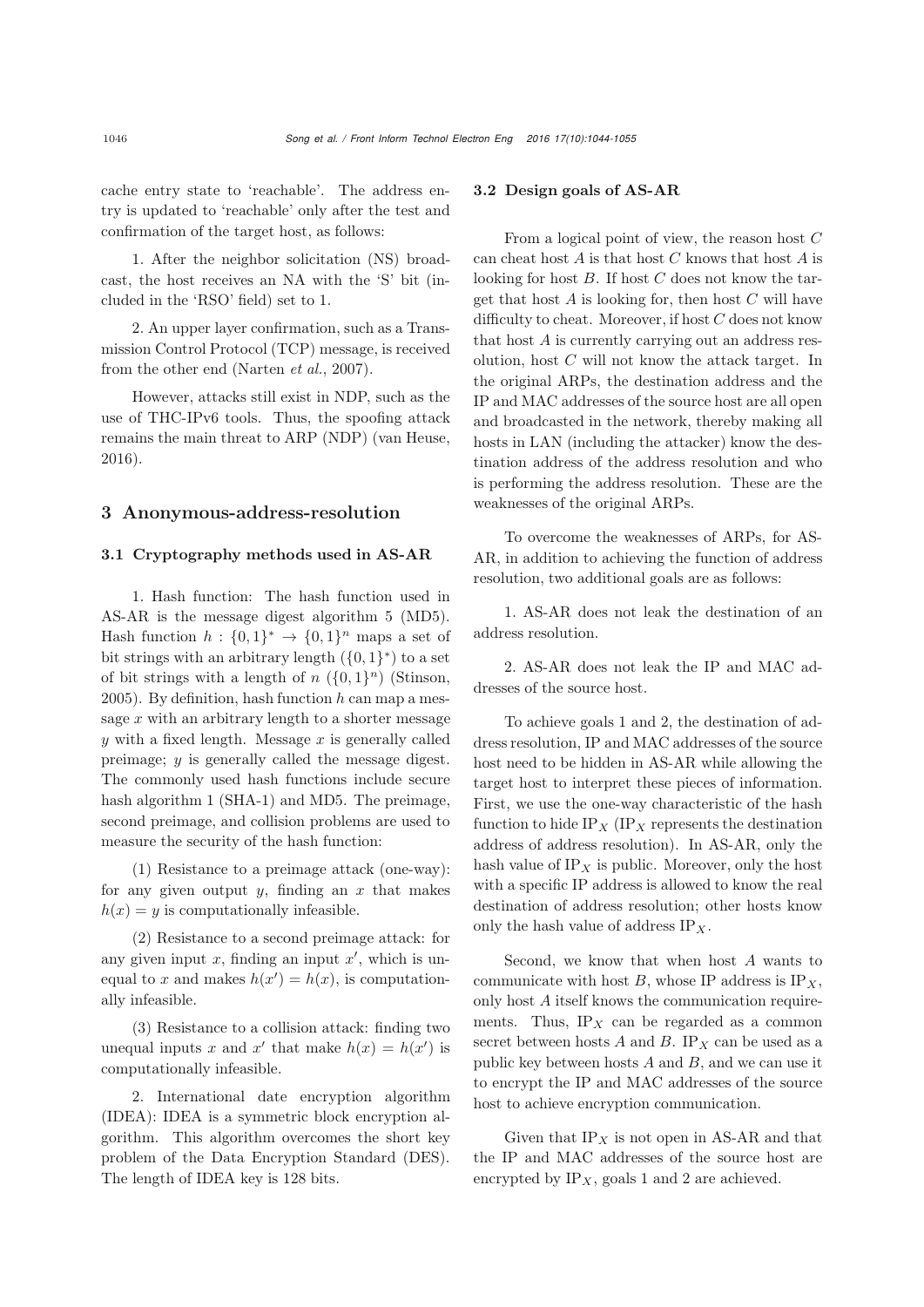cache entry state to 'reachable'. The address entry is updated to 'reachable' only after the test and confirmation of the target host, as follows:

1. After the neighbor solicitation (NS) broadcast, the host receives an NA with the 'S' bit (included in the 'RSO' field) set to 1.

2. An upper layer confirmation, such as a Transmission Control Protocol (TCP) message, is received from the other end (Narten *et al.*, 2007).

However, attacks still exist in NDP, such as the use of THC-IPv6 tools. Thus, the spoofing attack remains the main threat to ARP (NDP) (van Heuse, 2016).

## 3 Anonymous-address-resolution

### 3.1 Cryptography methods used in AS-AR

1. Hash function: The hash function used in AS-AR is the message digest algorithm 5 (MD5). Hash function $h : \{0, 1\}^* \rightarrow \{0, 1\}^n$ maps a set of bit strings with an arbitrary length ($\{0, 1\}^*$) to a set of bit strings with a length of $n$ ($\{0, 1\}^n$) (Stinson, 2005). By definition, hash function $h$ can map a message $x$ with an arbitrary length to a shorter message $y$ with a fixed length. Message $x$ is generally called preimage; $y$ is generally called the message digest. The commonly used hash functions include secure hash algorithm 1 (SHA-1) and MD5. The preimage, second preimage, and collision problems are used to measure the security of the hash function:

(1) Resistance to a preimage attack (one-way): for any given output $y$, finding an $x$ that makes $h(x) = y$ is computationally infeasible.

(2) Resistance to a second preimage attack: for any given input $x$, finding an input $x'$, which is unequal to $x$ and makes $h(x') = h(x)$, is computationally infeasible.

(3) Resistance to a collision attack: finding two unequal inputs $x$ and $x'$ that make $h(x) = h(x')$ is computationally infeasible.

2. International date encryption algorithm (IDEA): IDEA is a symmetric block encryption algorithm. This algorithm overcomes the short key problem of the Data Encryption Standard (DES). The length of IDEA key is 128 bits.

### 3.2 Design goals of AS-AR

From a logical point of view, the reason host $C$ can cheat host $A$ is that host $C$ knows that host $A$ is looking for host $B$. If host $C$ does not know the target that host $A$ is looking for, then host $C$ will have difficulty to cheat. Moreover, if host $C$ does not know that host $A$ is currently carrying out an address resolution, host $C$ will not know the attack target. In the original ARPs, the destination address and the IP and MAC addresses of the source host are all open and broadcasted in the network, thereby making all hosts in LAN (including the attacker) know the destination address of the address resolution and who is performing the address resolution. These are the weaknesses of the original ARPs.

To overcome the weaknesses of ARPs, for AS-AR, in addition to achieving the function of address resolution, two additional goals are as follows:

1. AS-AR does not leak the destination of an address resolution.

2. AS-AR does not leak the IP and MAC addresses of the source host.

To achieve goals 1 and 2, the destination of address resolution, IP and MAC addresses of the source host need to be hidden in AS-AR while allowing the target host to interpret these pieces of information. First, we use the one-way characteristic of the hash function to hide $\text{IP}_X$ ($\text{IP}_X$ represents the destination address of address resolution). In AS-AR, only the hash value of $\text{IP}_X$ is public. Moreover, only the host with a specific IP address is allowed to know the real destination of address resolution; other hosts know only the hash value of address $\text{IP}_X$.

Second, we know that when host $A$ wants to communicate with host $B$, whose IP address is $\text{IP}_X$, only host $A$ itself knows the communication requirements. Thus, $\text{IP}_X$ can be regarded as a common secret between hosts $A$ and $B$. $\text{IP}_X$ can be used as a public key between hosts $A$ and $B$, and we can use it to encrypt the IP and MAC addresses of the source host to achieve encryption communication.

Given that $\text{IP}_X$ is not open in AS-AR and that the IP and MAC addresses of the source host are encrypted by $\text{IP}_X$, goals 1 and 2 are achieved.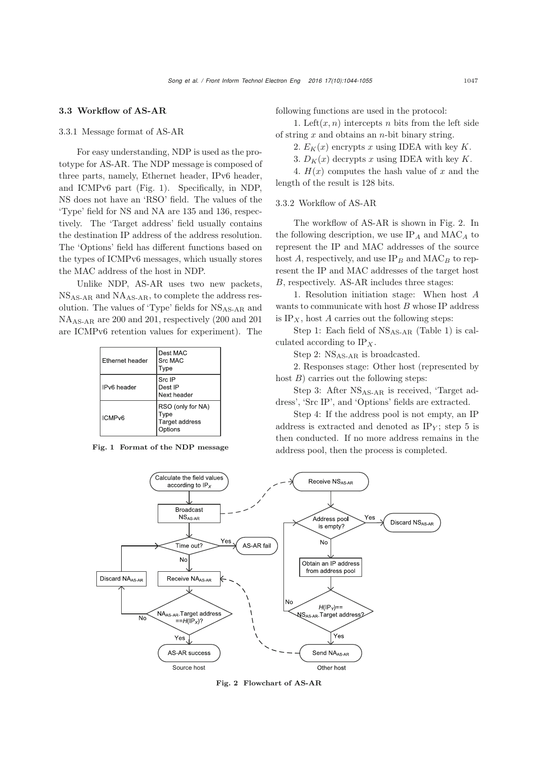### 3.3 Workflow of AS-AR

#### 3.3.1 Message format of AS-AR

For easy understanding, NDP is used as the prototype for AS-AR. The NDP message is composed of three parts, namely, Ethernet header, IPv6 header, and ICMPv6 part (Fig. 1). Specifically, in NDP, NS does not have an 'RSO' field. The values of the 'Type' field for NS and NA are 135 and 136, respectively. The 'Target address' field usually contains the destination IP address of the address resolution. The 'Options' field has different functions based on the types of ICMPv6 messages, which usually stores the MAC address of the host in NDP.

Unlike NDP, AS-AR uses two new packets, $NS_{AS\text{-}AR}$ and $NA_{AS\text{-}AR}$, to complete the address resolution. The values of 'Type' fields for $NS_{AS\text{-}AR}$ and $NA_{AS\text{-}AR}$ are 200 and 201, respectively (200 and 201 are ICMPv6 retention values for experiment). The following functions are used in the protocol:

| Part | Fields |
|---|---|
| Ethernet header | Dest MAC<br>Src MAC<br>Type |
| IPv6 header | Src IP<br>Dest IP<br>Next header |
| ICMPv6 | RSO (only for NA)<br>Type<br>Target address<br>Options |

**Fig. 1 Format of the NDP message**

1. Left$(x, n)$ intercepts $n$ bits from the left side of string $x$ and obtains an $n$-bit binary string.
2. $E_K(x)$ encrypts $x$ using IDEA with key $K$.
3. $D_K(x)$ decrypts $x$ using IDEA with key $K$.
4. $H(x)$ computes the hash value of $x$ and the length of the result is 128 bits.

#### 3.3.2 Workflow of AS-AR

The workflow of AS-AR is shown in Fig. 2. In the following description, we use $IP_A$ and $MAC_A$ to represent the IP and MAC addresses of the source host $A$, respectively, and use $IP_B$ and $MAC_B$ to represent the IP and MAC addresses of the target host $B$, respectively. AS-AR includes three stages:

1. Resolution initiation stage: When host $A$ wants to communicate with host $B$ whose IP address is $IP_X$, host $A$ carries out the following steps:

Step 1: Each field of $NS_{AS\text{-}AR}$ (Table 1) is calculated according to $IP_X$.

Step 2: $NS_{AS\text{-}AR}$ is broadcasted.

2. Responses stage: Other host (represented by host $B$) carries out the following steps:

Step 3: After $NS_{AS\text{-}AR}$ is received, 'Target address', 'Src IP', and 'Options' fields are extracted.

Step 4: If the address pool is not empty, an IP address is extracted and denoted as $IP_Y$; step 5 is then conducted. If no more address remains in the address pool, then the process is completed.

Source host: Calculate the field values according to $IP_X$ → Broadcast $NS_{AS\text{-}AR}$ → Time out? (Yes: AS-AR fail; No: Receive $NA_{AS\text{-}AR}$) → $NA_{AS\text{-}AR}$.Target address $==H(IP_X)$? (No: Discard $NA_{AS\text{-}AR}$, back to Time out?; Yes: AS-AR success)

Other host: Receive $NS_{AS\text{-}AR}$ → Address pool is empty? (Yes: Discard $NS_{AS\text{-}AR}$; No: Obtain an IP address from address pool) → $H(IP_Y)==NS_{AS\text{-}AR}$.Target address? (No: back to Address pool is empty?; Yes: Send $NA_{AS\text{-}AR}$)

**Fig. 2 Flowchart of AS-AR**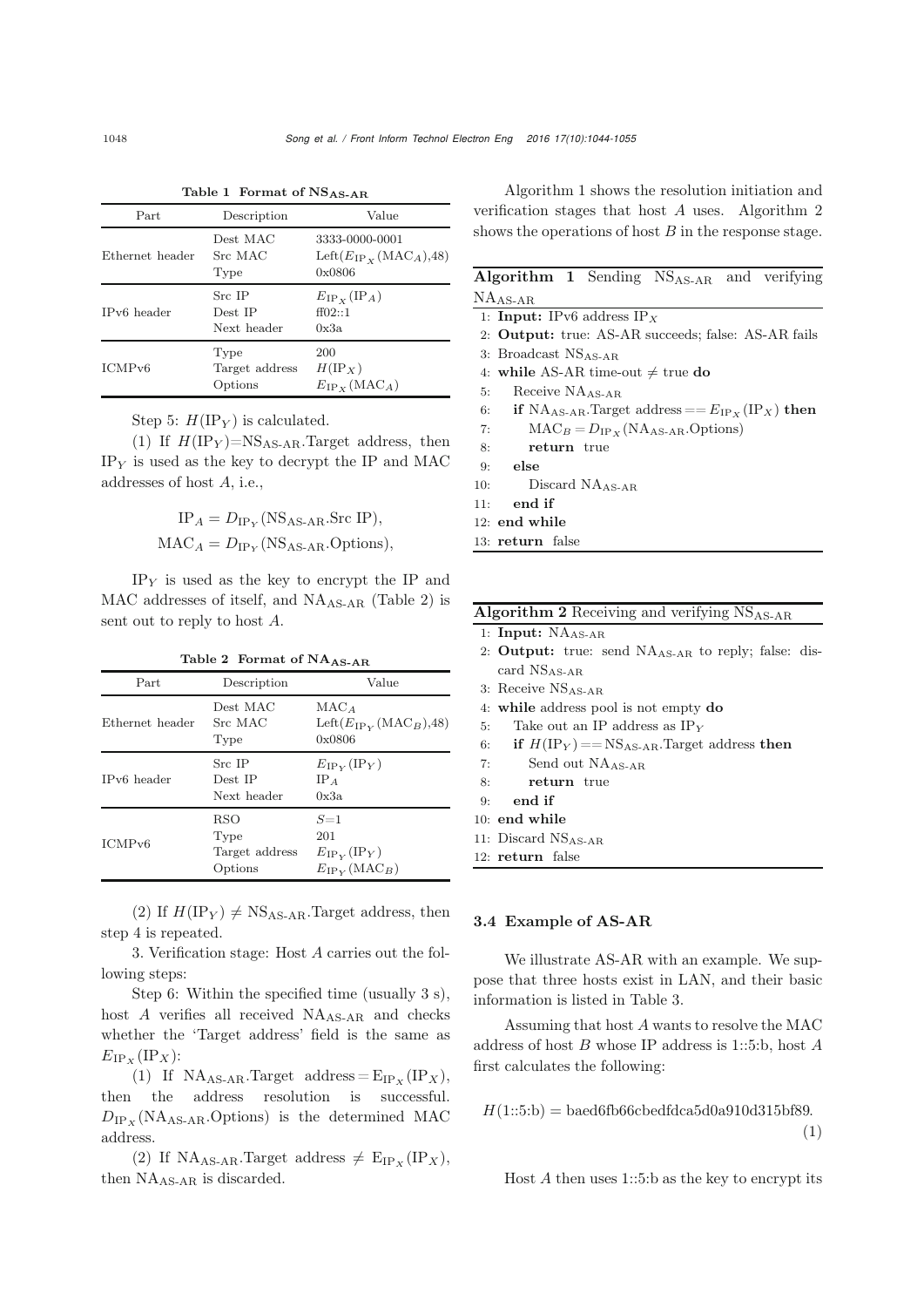**Table 1 Format of $NS_{AS\text{-}AR}$**

| Part | Description | Value |
|---|---|---|
| Ethernet header | Dest MAC | 3333-0000-0001 |
| | Src MAC | Left($E_{IP_X}(MAC_A)$,48) |
| | Type | 0x0806 |
| IPv6 header | Src IP | $E_{IP_X}(IP_A)$ |
| | Dest IP | ff02::1 |
| | Next header | 0x3a |
| ICMPv6 | Type | 200 |
| | Target address | $H(IP_X)$ |
| | Options | $E_{IP_X}(MAC_A)$ |

Step 5: $H(IP_Y)$ is calculated.

(1) If $H(IP_Y)$=$NS_{AS\text{-}AR}$.Target address, then $IP_Y$ is used as the key to decrypt the IP and MAC addresses of host $A$, i.e.,

$$IP_A = D_{IP_Y}(NS_{AS\text{-}AR}.\text{Src IP}),$$
$$MAC_A = D_{IP_Y}(NS_{AS\text{-}AR}.\text{Options}),$$

$IP_Y$ is used as the key to encrypt the IP and MAC addresses of itself, and $NA_{AS\text{-}AR}$ (Table 2) is sent out to reply to host $A$.

**Table 2 Format of $NA_{AS\text{-}AR}$**

| Part | Description | Value |
|---|---|---|
| Ethernet header | Dest MAC | $MAC_A$ |
| | Src MAC | Left($E_{IP_Y}(MAC_B)$,48) |
| | Type | 0x0806 |
| IPv6 header | Src IP | $E_{IP_Y}(IP_Y)$ |
| | Dest IP | $IP_A$ |
| | Next header | 0x3a |
| ICMPv6 | RSO | $S$=1 |
| | Type | 201 |
| | Target address | $E_{IP_Y}(IP_Y)$ |
| | Options | $E_{IP_Y}(MAC_B)$ |

(2) If $H(IP_Y) \neq NS_{AS\text{-}AR}$.Target address, then step 4 is repeated.

3. Verification stage: Host $A$ carries out the following steps:

Step 6: Within the specified time (usually 3 s), host $A$ verifies all received $NA_{AS\text{-}AR}$ and checks whether the 'Target address' field is the same as $E_{IP_X}(IP_X)$:

(1) If $NA_{AS\text{-}AR}$.Target address $= E_{IP_X}(IP_X)$, then the address resolution is successful. $D_{IP_X}(NA_{AS\text{-}AR}.\text{Options})$ is the determined MAC address.

(2) If $NA_{AS\text{-}AR}$.Target address $\neq E_{IP_X}(IP_X)$, then $NA_{AS\text{-}AR}$ is discarded.

Algorithm 1 shows the resolution initiation and verification stages that host $A$ uses. Algorithm 2 shows the operations of host $B$ in the response stage.

**Algorithm 1** Sending $NS_{AS\text{-}AR}$ and verifying $NA_{AS\text{-}AR}$

```
1: Input: IPv6 address IP_X
2: Output: true: AS-AR succeeds; false: AS-AR fails
3: Broadcast NS_AS-AR
4: while AS-AR time-out ≠ true do
5:     Receive NA_AS-AR
6:     if NA_AS-AR.Target address == E_IP_X(IP_X) then
7:         MAC_B = D_IP_X(NA_AS-AR.Options)
8:         return true
9:     else
10:        Discard NA_AS-AR
11:    end if
12: end while
13: return false
```

**Algorithm 2** Receiving and verifying $NS_{AS\text{-}AR}$

```
1: Input: NA_AS-AR
2: Output: true: send NA_AS-AR to reply; false: discard NS_AS-AR
3: Receive NS_AS-AR
4: while address pool is not empty do
5:     Take out an IP address as IP_Y
6:     if H(IP_Y) == NS_AS-AR.Target address then
7:         Send out NA_AS-AR
8:         return true
9:     end if
10: end while
11: Discard NS_AS-AR
12: return false
```

### 3.4 Example of AS-AR

We illustrate AS-AR with an example. We suppose that three hosts exist in LAN, and their basic information is listed in Table 3.

Assuming that host $A$ wants to resolve the MAC address of host $B$ whose IP address is 1::5:b, host $A$ first calculates the following:

$$H(1::5:b) = \text{baed6fb66cbedfdca5d0a910d315bf89}. \tag{1}$$

Host $A$ then uses 1::5:b as the key to encrypt its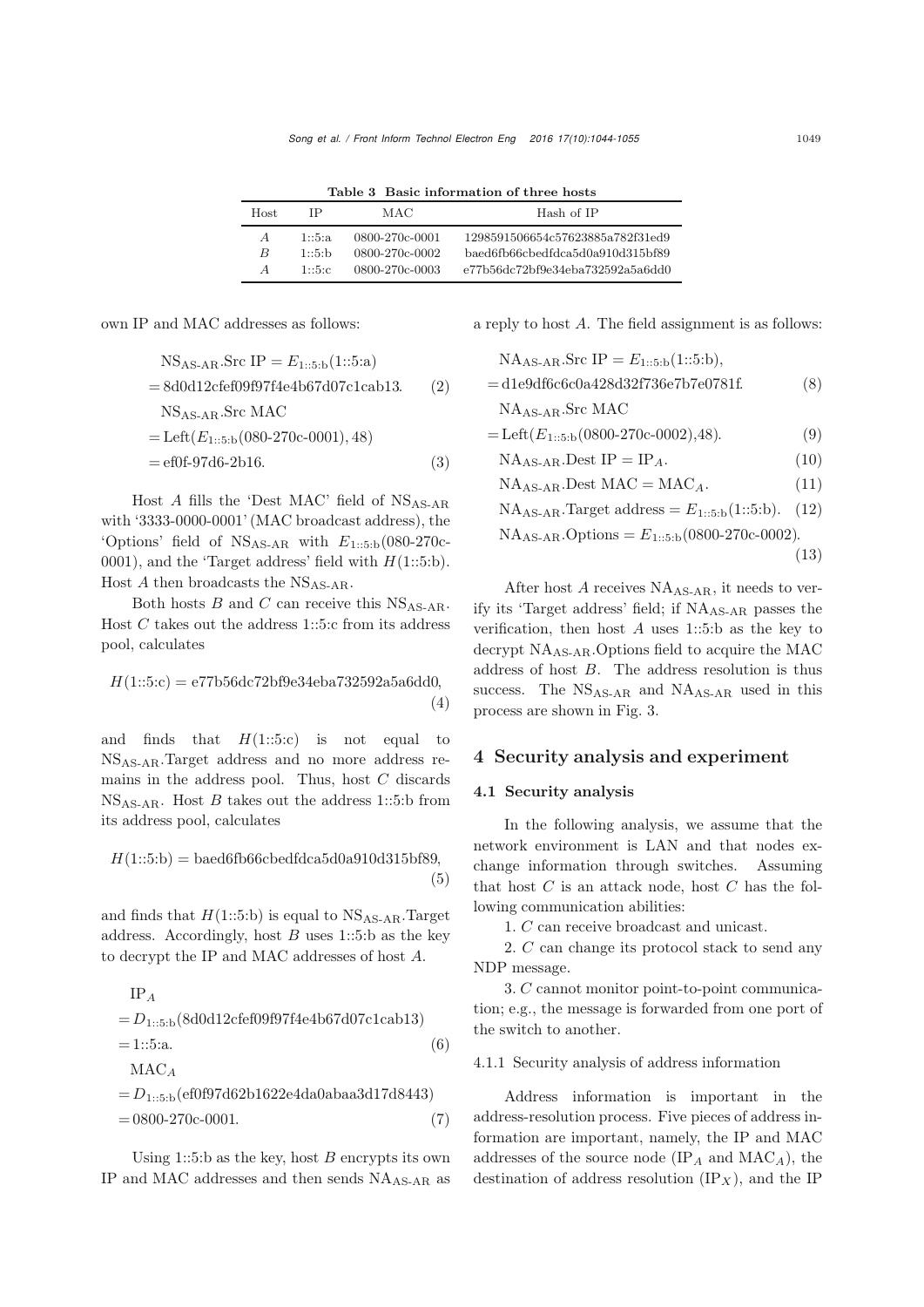**Table 3 Basic information of three hosts**

| Host | IP | MAC | Hash of IP |
|---|---|---|---|
| $A$ | 1::5:a | 0800-270c-0001 | 1298591506654c57623885a782f31ed9 |
| $B$ | 1::5:b | 0800-270c-0002 | baed6fb66cbedfdca5d0a910d315bf89 |
| $A$ | 1::5:c | 0800-270c-0003 | e77b56dc72bf9e34eba732592a5a6dd0 |

own IP and MAC addresses as follows:

$$\begin{aligned}&\mathrm{NS_{AS\text{-}AR}.Src\ IP} = E_{1::5:\mathrm{b}}(1::5:\mathrm{a})\\&= \mathrm{8d0d12cfef09f97f4e4b67d07c1cab13}.\end{aligned} \tag{2}$$

$$\begin{aligned}&\mathrm{NS_{AS\text{-}AR}.Src\ MAC}\\&= \mathrm{Left}(E_{1::5:\mathrm{b}}(080\text{-}270\mathrm{c}\text{-}0001), 48)\\&= \mathrm{ef0f\text{-}97d6\text{-}2b16}.\end{aligned} \tag{3}$$

Host $A$ fills the 'Dest MAC' field of $\mathrm{NS_{AS\text{-}AR}}$ with '3333-0000-0001' (MAC broadcast address), the 'Options' field of $\mathrm{NS_{AS\text{-}AR}}$ with $E_{1::5:\mathrm{b}}$(080-270c-0001), and the 'Target address' field with $H$(1::5:b). Host $A$ then broadcasts the $\mathrm{NS_{AS\text{-}AR}}$.

Both hosts $B$ and $C$ can receive this $\mathrm{NS_{AS\text{-}AR}}$. Host $C$ takes out the address 1::5:c from its address pool, calculates

$$H(1::5:\mathrm{c}) = \mathrm{e77b56dc72bf9e34eba732592a5a6dd0}, \tag{4}$$

and finds that $H$(1::5:c) is not equal to $\mathrm{NS_{AS\text{-}AR}}$.Target address and no more address remains in the address pool. Thus, host $C$ discards $\mathrm{NS_{AS\text{-}AR}}$. Host $B$ takes out the address 1::5:b from its address pool, calculates

$$H(1::5:\mathrm{b}) = \mathrm{baed6fb66cbedfdca5d0a910d315bf89}, \tag{5}$$

and finds that $H$(1::5:b) is equal to $\mathrm{NS_{AS\text{-}AR}}$.Target address. Accordingly, host $B$ uses 1::5:b as the key to decrypt the IP and MAC addresses of host $A$.

$$\begin{aligned}&\mathrm{IP}_A\\&= D_{1::5:\mathrm{b}}(\mathrm{8d0d12cfef09f97f4e4b67d07c1cab13})\\&= 1::5:\mathrm{a}.\end{aligned} \tag{6}$$

$$\begin{aligned}&\mathrm{MAC}_A\\&= D_{1::5:\mathrm{b}}(\mathrm{ef0f97d62b1622e4da0abaa3d17d8443})\\&= 0800\text{-}270\mathrm{c}\text{-}0001.\end{aligned} \tag{7}$$

Using 1::5:b as the key, host $B$ encrypts its own IP and MAC addresses and then sends $\mathrm{NA_{AS\text{-}AR}}$ as a reply to host $A$. The field assignment is as follows:

$$\begin{aligned}&\mathrm{NA_{AS\text{-}AR}.Src\ IP} = E_{1::5:\mathrm{b}}(1::5:\mathrm{b}),\\&= \mathrm{d1e9df6c6c0a428d32f736e7b7e0781f}.\end{aligned} \tag{8}$$

$$\begin{aligned}&\mathrm{NA_{AS\text{-}AR}.Src\ MAC}\\&= \mathrm{Left}(E_{1::5:\mathrm{b}}(0800\text{-}270\mathrm{c}\text{-}0002), 48).\end{aligned} \tag{9}$$

$$\mathrm{NA_{AS\text{-}AR}.Dest\ IP} = \mathrm{IP}_A. \tag{10}$$

$$\mathrm{NA_{AS\text{-}AR}.Dest\ MAC} = \mathrm{MAC}_A. \tag{11}$$

$$\mathrm{NA_{AS\text{-}AR}.Target\ address} = E_{1::5:\mathrm{b}}(1::5:\mathrm{b}). \tag{12}$$

$$\mathrm{NA_{AS\text{-}AR}.Options} = E_{1::5:\mathrm{b}}(0800\text{-}270\mathrm{c}\text{-}0002). \tag{13}$$

After host $A$ receives $\mathrm{NA_{AS\text{-}AR}}$, it needs to verify its 'Target address' field; if $\mathrm{NA_{AS\text{-}AR}}$ passes the verification, then host $A$ uses 1::5:b as the key to decrypt $\mathrm{NA_{AS\text{-}AR}}$.Options field to acquire the MAC address of host $B$. The address resolution is thus success. The $\mathrm{NS_{AS\text{-}AR}}$ and $\mathrm{NA_{AS\text{-}AR}}$ used in this process are shown in Fig. 3.

## 4 Security analysis and experiment

### 4.1 Security analysis

In the following analysis, we assume that the network environment is LAN and that nodes exchange information through switches. Assuming that host $C$ is an attack node, host $C$ has the following communication abilities:

1. $C$ can receive broadcast and unicast.

2. $C$ can change its protocol stack to send any NDP message.

3. $C$ cannot monitor point-to-point communication; e.g., the message is forwarded from one port of the switch to another.

#### 4.1.1 Security analysis of address information

Address information is important in the address-resolution process. Five pieces of address information are important, namely, the IP and MAC addresses of the source node ($\mathrm{IP}_A$ and $\mathrm{MAC}_A$), the destination of address resolution ($\mathrm{IP}_X$), and the IP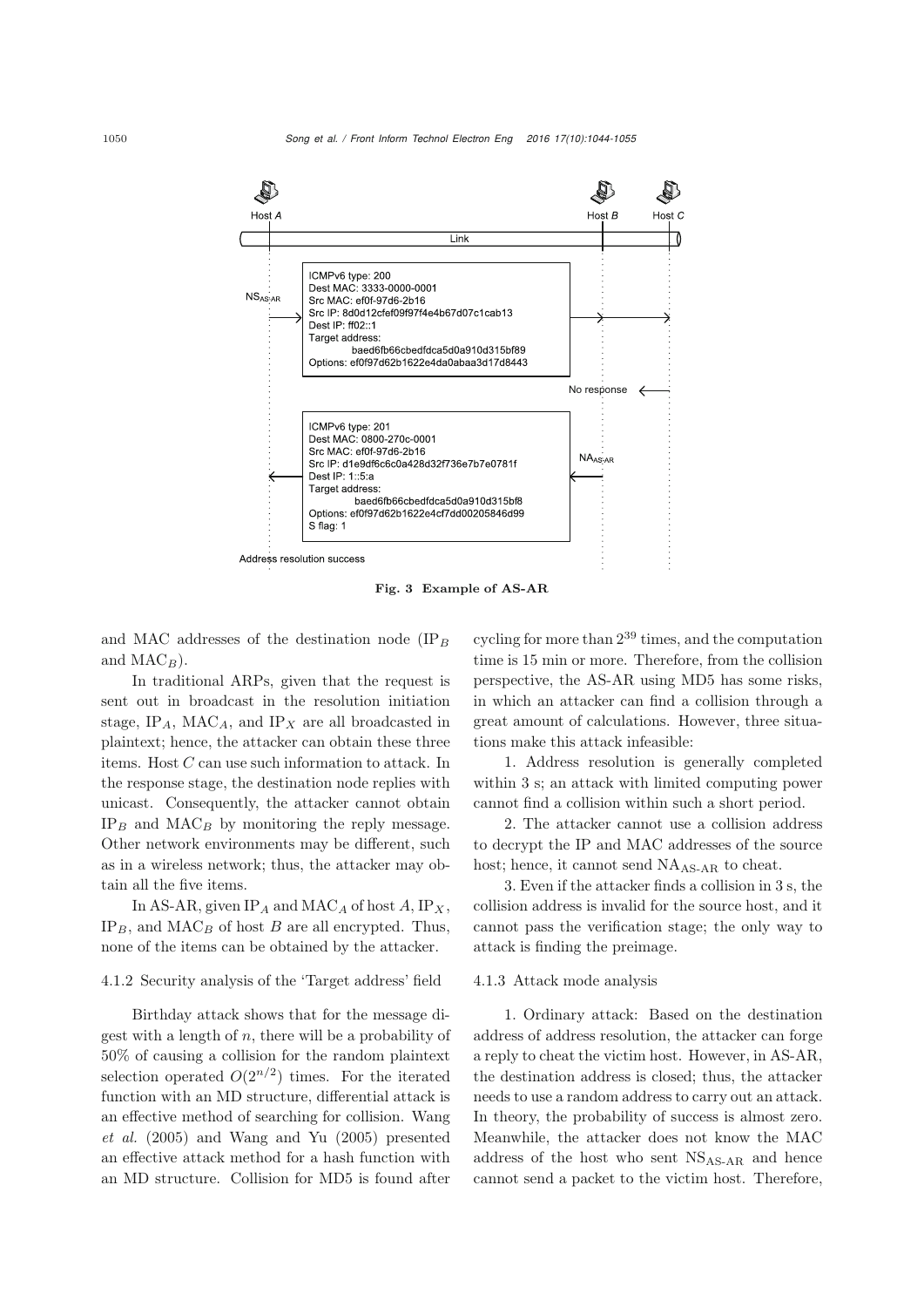Host $A$ Host $B$ Host $C$

Link

$NS_{AS\text{-}AR}$

ICMPv6 type: 200
Dest MAC: 3333-0000-0001
Src MAC: ef0f-97d6-2b16
Src IP: 8d0d12cfef09f97f4e4b67d07c1cab13
Dest IP: ff02::1
Target address: baed6fb66cbedfdca5d0a910d315bf89
Options: ef0f97d62b1622e4da0abaa3d17d8443

No response

ICMPv6 type: 201
Dest MAC: 0800-270c-0001
Src MAC: ef0f-97d6-2b16
Src IP: d1e9df6c6c0a428d32f736e7b7e0781f
Dest IP: 1::5:a
Target address: baed6fb66cbedfdca5d0a910d315bf8
Options: ef0f97d62b1622e4cf7dd00205846d99
S flag: 1

$NA_{AS\text{-}AR}$

Address resolution success

**Fig. 3 Example of AS-AR**

and MAC addresses of the destination node ($IP_B$ and $MAC_B$).

In traditional ARPs, given that the request is sent out in broadcast in the resolution initiation stage, $IP_A$, $MAC_A$, and $IP_X$ are all broadcasted in plaintext; hence, the attacker can obtain these three items. Host $C$ can use such information to attack. In the response stage, the destination node replies with unicast. Consequently, the attacker cannot obtain $IP_B$ and $MAC_B$ by monitoring the reply message. Other network environments may be different, such as in a wireless network; thus, the attacker may obtain all the five items.

In AS-AR, given $IP_A$ and $MAC_A$ of host $A$, $IP_X$, $IP_B$, and $MAC_B$ of host $B$ are all encrypted. Thus, none of the items can be obtained by the attacker.

#### 4.1.2 Security analysis of the 'Target address' field

Birthday attack shows that for the message digest with a length of $n$, there will be a probability of 50% of causing a collision for the random plaintext selection operated $O(2^{n/2})$ times. For the iterated function with an MD structure, differential attack is an effective method of searching for collision. Wang *et al.* (2005) and Wang and Yu (2005) presented an effective attack method for a hash function with an MD structure. Collision for MD5 is found after cycling for more than $2^{39}$ times, and the computation time is 15 min or more. Therefore, from the collision perspective, the AS-AR using MD5 has some risks, in which an attacker can find a collision through a great amount of calculations. However, three situations make this attack infeasible:

1. Address resolution is generally completed within 3 s; an attack with limited computing power cannot find a collision within such a short period.

2. The attacker cannot use a collision address to decrypt the IP and MAC addresses of the source host; hence, it cannot send $NA_{AS\text{-}AR}$ to cheat.

3. Even if the attacker finds a collision in 3 s, the collision address is invalid for the source host, and it cannot pass the verification stage; the only way to attack is finding the preimage.

#### 4.1.3 Attack mode analysis

1. Ordinary attack: Based on the destination address of address resolution, the attacker can forge a reply to cheat the victim host. However, in AS-AR, the destination address is closed; thus, the attacker needs to use a random address to carry out an attack. In theory, the probability of success is almost zero. Meanwhile, the attacker does not know the MAC address of the host who sent $NS_{AS\text{-}AR}$ and hence cannot send a packet to the victim host. Therefore,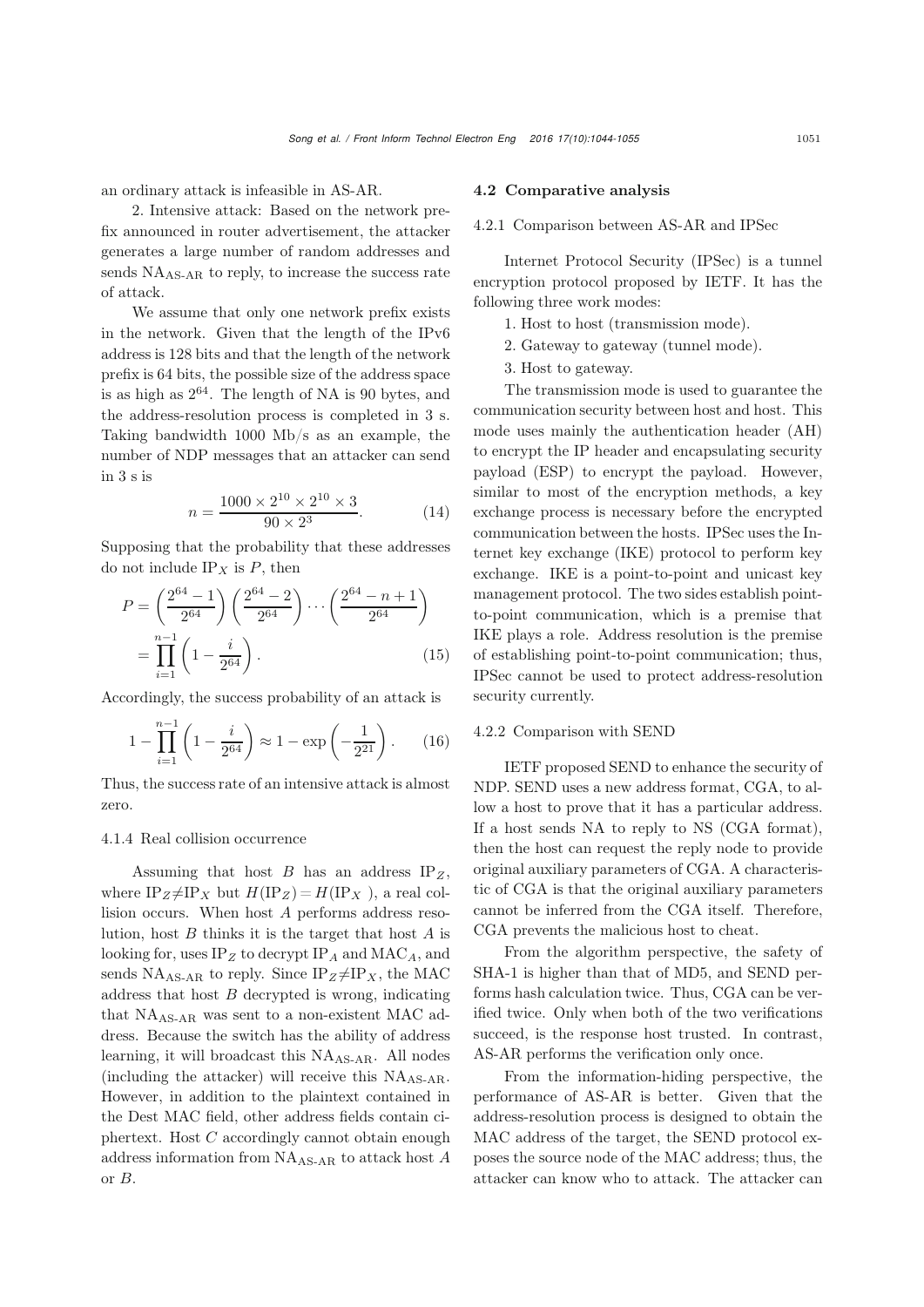an ordinary attack is infeasible in AS-AR.

2. Intensive attack: Based on the network prefix announced in router advertisement, the attacker generates a large number of random addresses and sends $\mathrm{NA}_{\text{AS-AR}}$ to reply, to increase the success rate of attack.

We assume that only one network prefix exists in the network. Given that the length of the IPv6 address is 128 bits and that the length of the network prefix is 64 bits, the possible size of the address space is as high as $2^{64}$. The length of NA is 90 bytes, and the address-resolution process is completed in 3 s. Taking bandwidth 1000 Mb/s as an example, the number of NDP messages that an attacker can send in 3 s is

$$n = \frac{1000 \times 2^{10} \times 2^{10} \times 3}{90 \times 2^{3}}. \tag{14}$$

Supposing that the probability that these addresses do not include $\mathrm{IP}_X$ is $P$, then

$$\begin{aligned} P &= \left(\frac{2^{64}-1}{2^{64}}\right)\left(\frac{2^{64}-2}{2^{64}}\right)\cdots\left(\frac{2^{64}-n+1}{2^{64}}\right) \\ &= \prod_{i=1}^{n-1}\left(1-\frac{i}{2^{64}}\right). \end{aligned} \tag{15}$$

Accordingly, the success probability of an attack is

$$1-\prod_{i=1}^{n-1}\left(1-\frac{i}{2^{64}}\right) \approx 1-\exp\left(-\frac{1}{2^{21}}\right). \tag{16}$$

Thus, the success rate of an intensive attack is almost zero.

#### 4.1.4 Real collision occurrence

Assuming that host $B$ has an address $\mathrm{IP}_Z$, where $\mathrm{IP}_Z \neq \mathrm{IP}_X$ but $H(\mathrm{IP}_Z) = H(\mathrm{IP}_X)$, a real collision occurs. When host $A$ performs address resolution, host $B$ thinks it is the target that host $A$ is looking for, uses $\mathrm{IP}_Z$ to decrypt $\mathrm{IP}_A$ and $\mathrm{MAC}_A$, and sends $\mathrm{NA}_{\text{AS-AR}}$ to reply. Since $\mathrm{IP}_Z \neq \mathrm{IP}_X$, the MAC address that host $B$ decrypted is wrong, indicating that $\mathrm{NA}_{\text{AS-AR}}$ was sent to a non-existent MAC address. Because the switch has the ability of address learning, it will broadcast this $\mathrm{NA}_{\text{AS-AR}}$. All nodes (including the attacker) will receive this $\mathrm{NA}_{\text{AS-AR}}$. However, in addition to the plaintext contained in the Dest MAC field, other address fields contain ciphertext. Host $C$ accordingly cannot obtain enough address information from $\mathrm{NA}_{\text{AS-AR}}$ to attack host $A$ or $B$.

### 4.2 Comparative analysis

#### 4.2.1 Comparison between AS-AR and IPSec

Internet Protocol Security (IPSec) is a tunnel encryption protocol proposed by IETF. It has the following three work modes:

1. Host to host (transmission mode).
2. Gateway to gateway (tunnel mode).
3. Host to gateway.

The transmission mode is used to guarantee the communication security between host and host. This mode uses mainly the authentication header (AH) to encrypt the IP header and encapsulating security payload (ESP) to encrypt the payload. However, similar to most of the encryption methods, a key exchange process is necessary before the encrypted communication between the hosts. IPSec uses the Internet key exchange (IKE) protocol to perform key exchange. IKE is a point-to-point and unicast key management protocol. The two sides establish point-to-point communication, which is a premise that IKE plays a role. Address resolution is the premise of establishing point-to-point communication; thus, IPSec cannot be used to protect address-resolution security currently.

#### 4.2.2 Comparison with SEND

IETF proposed SEND to enhance the security of NDP. SEND uses a new address format, CGA, to allow a host to prove that it has a particular address. If a host sends NA to reply to NS (CGA format), then the host can request the reply node to provide original auxiliary parameters of CGA. A characteristic of CGA is that the original auxiliary parameters cannot be inferred from the CGA itself. Therefore, CGA prevents the malicious host to cheat.

From the algorithm perspective, the safety of SHA-1 is higher than that of MD5, and SEND performs hash calculation twice. Thus, CGA can be verified twice. Only when both of the two verifications succeed, is the response host trusted. In contrast, AS-AR performs the verification only once.

From the information-hiding perspective, the performance of AS-AR is better. Given that the address-resolution process is designed to obtain the MAC address of the target, the SEND protocol exposes the source node of the MAC address; thus, the attacker can know who to attack. The attacker can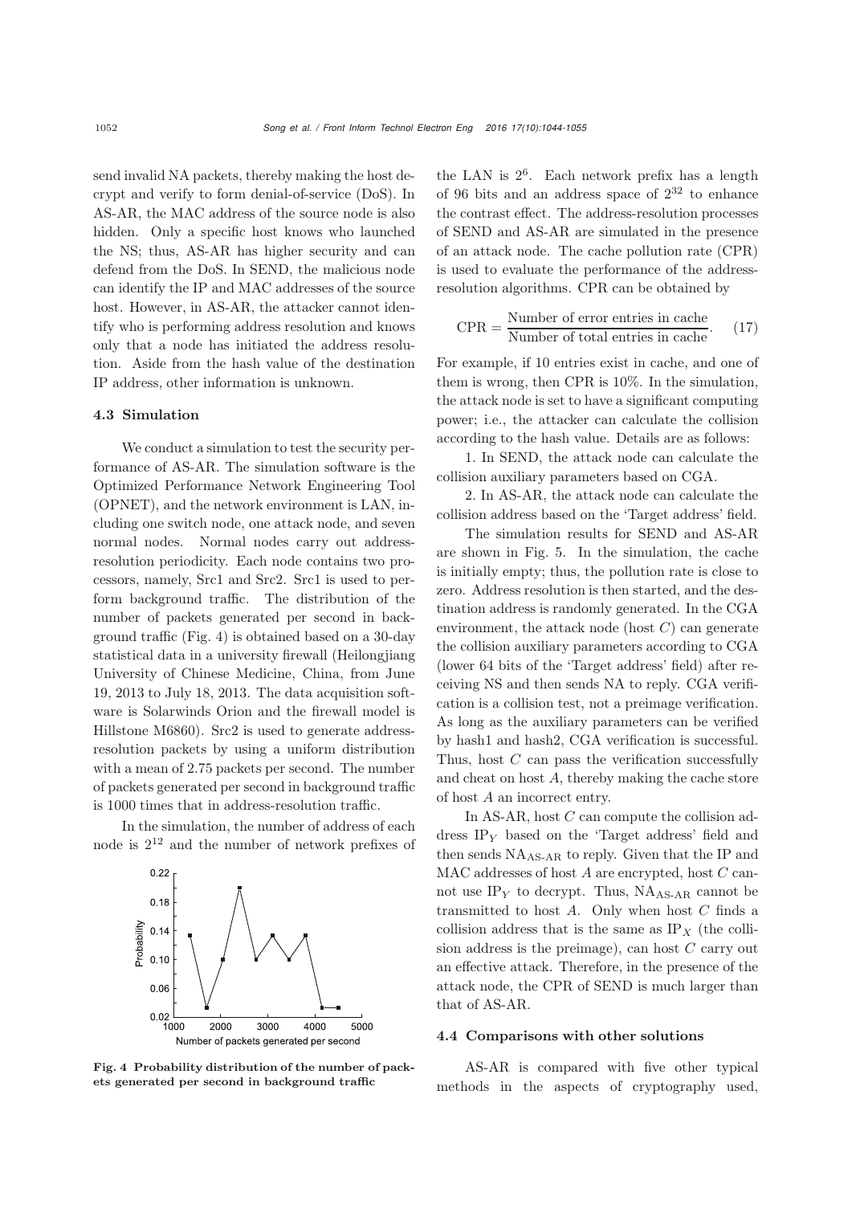send invalid NA packets, thereby making the host decrypt and verify to form denial-of-service (DoS). In AS-AR, the MAC address of the source node is also hidden. Only a specific host knows who launched the NS; thus, AS-AR has higher security and can defend from the DoS. In SEND, the malicious node can identify the IP and MAC addresses of the source host. However, in AS-AR, the attacker cannot identify who is performing address resolution and knows only that a node has initiated the address resolution. Aside from the hash value of the destination IP address, other information is unknown.

### 4.3 Simulation

We conduct a simulation to test the security performance of AS-AR. The simulation software is the Optimized Performance Network Engineering Tool (OPNET), and the network environment is LAN, including one switch node, one attack node, and seven normal nodes. Normal nodes carry out address-resolution periodicity. Each node contains two processors, namely, Src1 and Src2. Src1 is used to perform background traffic. The distribution of the number of packets generated per second in background traffic (Fig. 4) is obtained based on a 30-day statistical data in a university firewall (Heilongjiang University of Chinese Medicine, China, from June 19, 2013 to July 18, 2013. The data acquisition software is Solarwinds Orion and the firewall model is Hillstone M6860). Src2 is used to generate address-resolution packets by using a uniform distribution with a mean of 2.75 packets per second. The number of packets generated per second in background traffic is 1000 times that in address-resolution traffic.

In the simulation, the number of address of each node is $2^{12}$ and the number of network prefixes of the LAN is $2^6$. Each network prefix has a length of 96 bits and an address space of $2^{32}$ to enhance the contrast effect. The address-resolution processes of SEND and AS-AR are simulated in the presence of an attack node. The cache pollution rate (CPR) is used to evaluate the performance of the address-resolution algorithms. CPR can be obtained by

$$\mathrm{CPR} = \frac{\text{Number of error entries in cache}}{\text{Number of total entries in cache}}. \quad (17)$$

For example, if 10 entries exist in cache, and one of them is wrong, then CPR is 10%. In the simulation, the attack node is set to have a significant computing power; i.e., the attacker can calculate the collision according to the hash value. Details are as follows:

1. In SEND, the attack node can calculate the collision auxiliary parameters based on CGA.

2. In AS-AR, the attack node can calculate the collision address based on the 'Target address' field.

The simulation results for SEND and AS-AR are shown in Fig. 5. In the simulation, the cache is initially empty; thus, the pollution rate is close to zero. Address resolution is then started, and the destination address is randomly generated. In the CGA environment, the attack node (host $C$) can generate the collision auxiliary parameters according to CGA (lower 64 bits of the 'Target address' field) after receiving NS and then sends NA to reply. CGA verification is a collision test, not a preimage verification. As long as the auxiliary parameters can be verified by hash1 and hash2, CGA verification is successful. Thus, host $C$ can pass the verification successfully and cheat on host $A$, thereby making the cache store of host $A$ an incorrect entry.

In AS-AR, host $C$ can compute the collision address $\mathrm{IP}_Y$ based on the 'Target address' field and then sends $\mathrm{NA}_{\text{AS-AR}}$ to reply. Given that the IP and MAC addresses of host $A$ are encrypted, host $C$ cannot use $\mathrm{IP}_Y$ to decrypt. Thus, $\mathrm{NA}_{\text{AS-AR}}$ cannot be transmitted to host $A$. Only when host $C$ finds a collision address that is the same as $\mathrm{IP}_X$ (the collision address is the preimage), can host $C$ carry out an effective attack. Therefore, in the presence of the attack node, the CPR of SEND is much larger than that of AS-AR.

**Fig. 4 Probability distribution of the number of packets generated per second in background traffic**

### 4.4 Comparisons with other solutions

AS-AR is compared with five other typical methods in the aspects of cryptography used,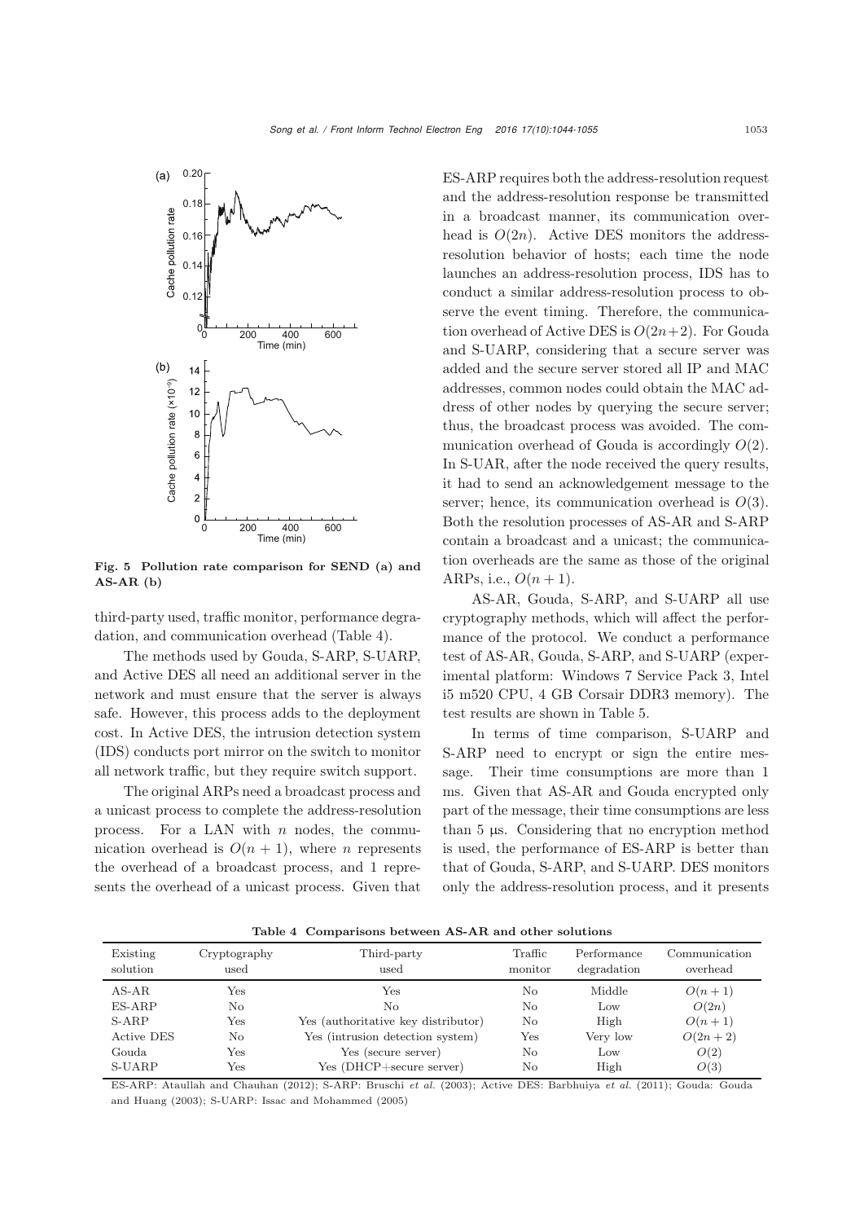Fig. 5 Pollution rate comparison for SEND (a) and AS-AR (b)

third-party used, traffic monitor, performance degradation, and communication overhead (Table 4).

The methods used by Gouda, S-ARP, S-UARP, and Active DES all need an additional server in the network and must ensure that the server is always safe. However, this process adds to the deployment cost. In Active DES, the intrusion detection system (IDS) conducts port mirror on the switch to monitor all network traffic, but they require switch support.

The original ARPs need a broadcast process and a unicast process to complete the address-resolution process. For a LAN with $n$ nodes, the communication overhead is $O(n+1)$, where $n$ represents the overhead of a broadcast process, and 1 represents the overhead of a unicast process. Given that ES-ARP requires both the address-resolution request and the address-resolution response be transmitted in a broadcast manner, its communication overhead is $O(2n)$. Active DES monitors the address-resolution behavior of hosts; each time the node launches an address-resolution process, IDS has to conduct a similar address-resolution process to observe the event timing. Therefore, the communication overhead of Active DES is $O(2n+2)$. For Gouda and S-UARP, considering that a secure server was added and the secure server stored all IP and MAC addresses, common nodes could obtain the MAC address of other nodes by querying the secure server; thus, the broadcast process was avoided. The communication overhead of Gouda is accordingly $O(2)$. In S-UAR, after the node received the query results, it had to send an acknowledgement message to the server; hence, its communication overhead is $O(3)$. Both the resolution processes of AS-AR and S-ARP contain a broadcast and a unicast; the communication overheads are the same as those of the original ARPs, i.e., $O(n+1)$.

AS-AR, Gouda, S-ARP, and S-UARP all use cryptography methods, which will affect the performance of the protocol. We conduct a performance test of AS-AR, Gouda, S-ARP, and S-UARP (experimental platform: Windows 7 Service Pack 3, Intel i5 m520 CPU, 4 GB Corsair DDR3 memory). The test results are shown in Table 5.

In terms of time comparison, S-UARP and S-ARP need to encrypt or sign the entire message. Their time consumptions are more than 1 ms. Given that AS-AR and Gouda encrypted only part of the message, their time consumptions are less than 5 μs. Considering that no encryption method is used, the performance of ES-ARP is better than that of Gouda, S-ARP, and S-UARP. DES monitors only the address-resolution process, and it presents

**Table 4 Comparisons between AS-AR and other solutions**

| Existing solution | Cryptography used | Third-party used | Traffic monitor | Performance degradation | Communication overhead |
|---|---|---|---|---|---|
| AS-AR | Yes | Yes | No | Middle | $O(n+1)$ |
| ES-ARP | No | No | No | Low | $O(2n)$ |
| S-ARP | Yes | Yes (authoritative key distributor) | No | High | $O(n+1)$ |
| Active DES | No | Yes (intrusion detection system) | Yes | Very low | $O(2n+2)$ |
| Gouda | Yes | Yes (secure server) | No | Low | $O(2)$ |
| S-UARP | Yes | Yes (DHCP+secure server) | No | High | $O(3)$ |

ES-ARP: Ataullah and Chauhan (2012); S-ARP: Bruschi *et al.* (2003); Active DES: Barbhuiya *et al.* (2011); Gouda: Gouda and Huang (2003); S-UARP: Issac and Mohammed (2005)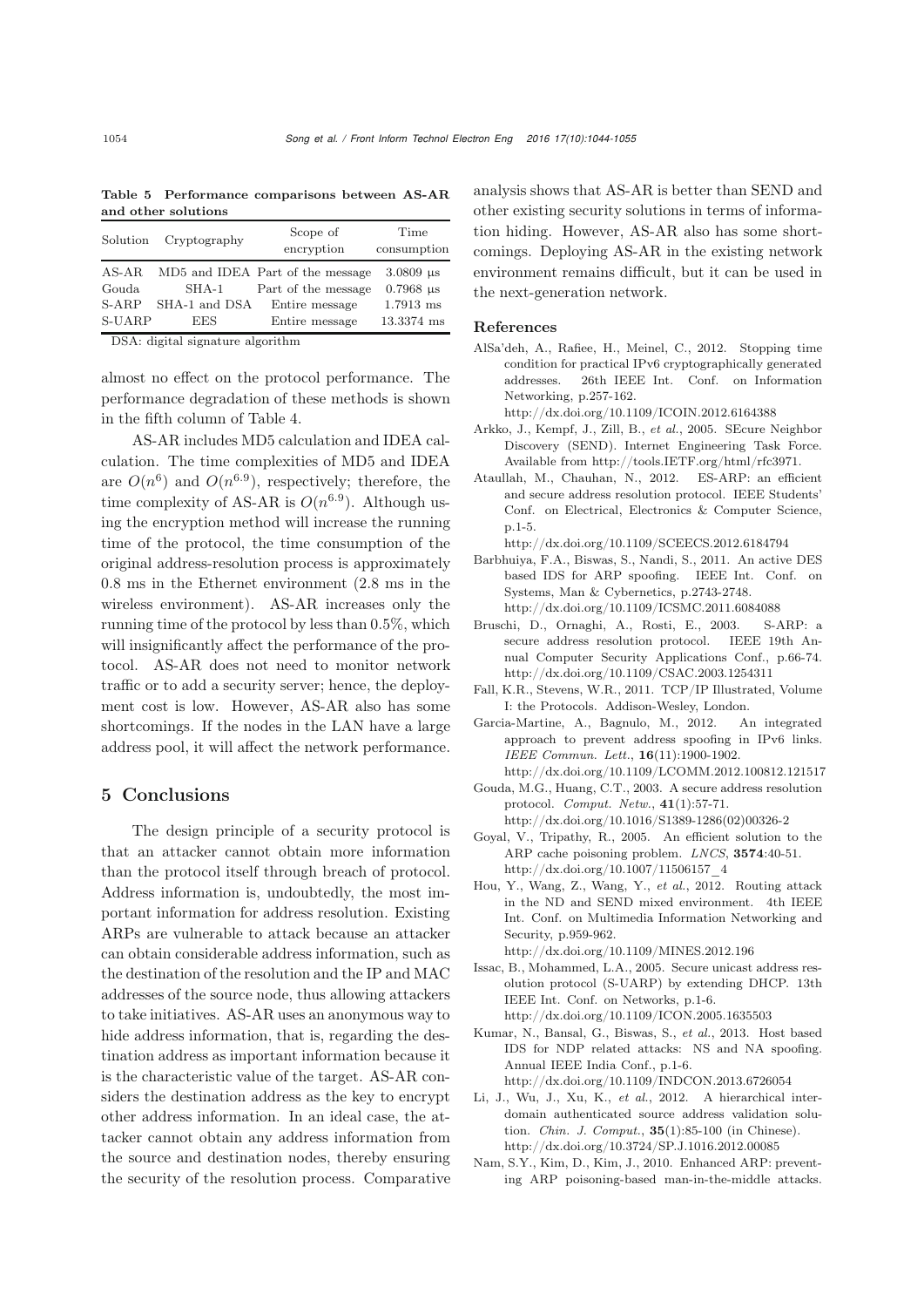**Table 5 Performance comparisons between AS-AR and other solutions**

| Solution | Cryptography | Scope of encryption | Time consumption |
|---|---|---|---|
| AS-AR | MD5 and IDEA | Part of the message | 3.0809 μs |
| Gouda | SHA-1 | Part of the message | 0.7968 μs |
| S-ARP | SHA-1 and DSA | Entire message | 1.7913 ms |
| S-UARP | EES | Entire message | 13.3374 ms |

DSA: digital signature algorithm

almost no effect on the protocol performance. The performance degradation of these methods is shown in the fifth column of Table 4.

AS-AR includes MD5 calculation and IDEA calculation. The time complexities of MD5 and IDEA are $O(n^6)$ and $O(n^{6.9})$, respectively; therefore, the time complexity of AS-AR is $O(n^{6.9})$. Although using the encryption method will increase the running time of the protocol, the time consumption of the original address-resolution process is approximately 0.8 ms in the Ethernet environment (2.8 ms in the wireless environment). AS-AR increases only the running time of the protocol by less than 0.5%, which will insignificantly affect the performance of the protocol. AS-AR does not need to monitor network traffic or to add a security server; hence, the deployment cost is low. However, AS-AR also has some shortcomings. If the nodes in the LAN have a large address pool, it will affect the network performance.

## 5 Conclusions

The design principle of a security protocol is that an attacker cannot obtain more information than the protocol itself through breach of protocol. Address information is, undoubtedly, the most important information for address resolution. Existing ARPs are vulnerable to attack because an attacker can obtain considerable address information, such as the destination of the resolution and the IP and MAC addresses of the source node, thus allowing attackers to take initiatives. AS-AR uses an anonymous way to hide address information, that is, regarding the destination address as important information because it is the characteristic value of the target. AS-AR considers the destination address as the key to encrypt other address information. In an ideal case, the attacker cannot obtain any address information from the source and destination nodes, thereby ensuring the security of the resolution process. Comparative analysis shows that AS-AR is better than SEND and other existing security solutions in terms of information hiding. However, AS-AR also has some shortcomings. Deploying AS-AR in the existing network environment remains difficult, but it can be used in the next-generation network.

## References

AlSa'deh, A., Rafiee, H., Meinel, C., 2012. Stopping time condition for practical IPv6 cryptographically generated addresses. 26th IEEE Int. Conf. on Information Networking, p.257-162. http://dx.doi.org/10.1109/ICOIN.2012.6164388

Arkko, J., Kempf, J., Zill, B., *et al.*, 2005. SEcure Neighbor Discovery (SEND). Internet Engineering Task Force. Available from http://tools.IETF.org/html/rfc3971.

Ataullah, M., Chauhan, N., 2012. ES-ARP: an efficient and secure address resolution protocol. IEEE Students' Conf. on Electrical, Electronics & Computer Science, p.1-5. http://dx.doi.org/10.1109/SCEECS.2012.6184794

Barbhuiya, F.A., Biswas, S., Nandi, S., 2011. An active DES based IDS for ARP spoofing. IEEE Int. Conf. on Systems, Man & Cybernetics, p.2743-2748. http://dx.doi.org/10.1109/ICSMC.2011.6084088

Bruschi, D., Ornaghi, A., Rosti, E., 2003. S-ARP: a secure address resolution protocol. IEEE 19th Annual Computer Security Applications Conf., p.66-74. http://dx.doi.org/10.1109/CSAC.2003.1254311

Fall, K.R., Stevens, W.R., 2011. TCP/IP Illustrated, Volume I: the Protocols. Addison-Wesley, London.

Garcia-Martine, A., Bagnulo, M., 2012. An integrated approach to prevent address spoofing in IPv6 links. *IEEE Commun. Lett.*, **16**(11):1900-1902. http://dx.doi.org/10.1109/LCOMM.2012.100812.121517

Gouda, M.G., Huang, C.T., 2003. A secure address resolution protocol. *Comput. Netw.*, **41**(1):57-71. http://dx.doi.org/10.1016/S1389-1286(02)00326-2

Goyal, V., Tripathy, R., 2005. An efficient solution to the ARP cache poisoning problem. *LNCS*, **3574**:40-51. http://dx.doi.org/10.1007/11506157_4

Hou, Y., Wang, Z., Wang, Y., *et al.*, 2012. Routing attack in the ND and SEND mixed environment. 4th IEEE Int. Conf. on Multimedia Information Networking and Security, p.959-962. http://dx.doi.org/10.1109/MINES.2012.196

Issac, B., Mohammed, L.A., 2005. Secure unicast address resolution protocol (S-UARP) by extending DHCP. 13th IEEE Int. Conf. on Networks, p.1-6. http://dx.doi.org/10.1109/ICON.2005.1635503

Kumar, N., Bansal, G., Biswas, S., *et al.*, 2013. Host based IDS for NDP related attacks: NS and NA spoofing. Annual IEEE India Conf., p.1-6. http://dx.doi.org/10.1109/INDCON.2013.6726054

Li, J., Wu, J., Xu, K., *et al.*, 2012. A hierarchical interdomain authenticated source address validation solution. *Chin. J. Comput.*, **35**(1):85-100 (in Chinese). http://dx.doi.org/10.3724/SP.J.1016.2012.00085

Nam, S.Y., Kim, D., Kim, J., 2010. Enhanced ARP: preventing ARP poisoning-based man-in-the-middle attacks.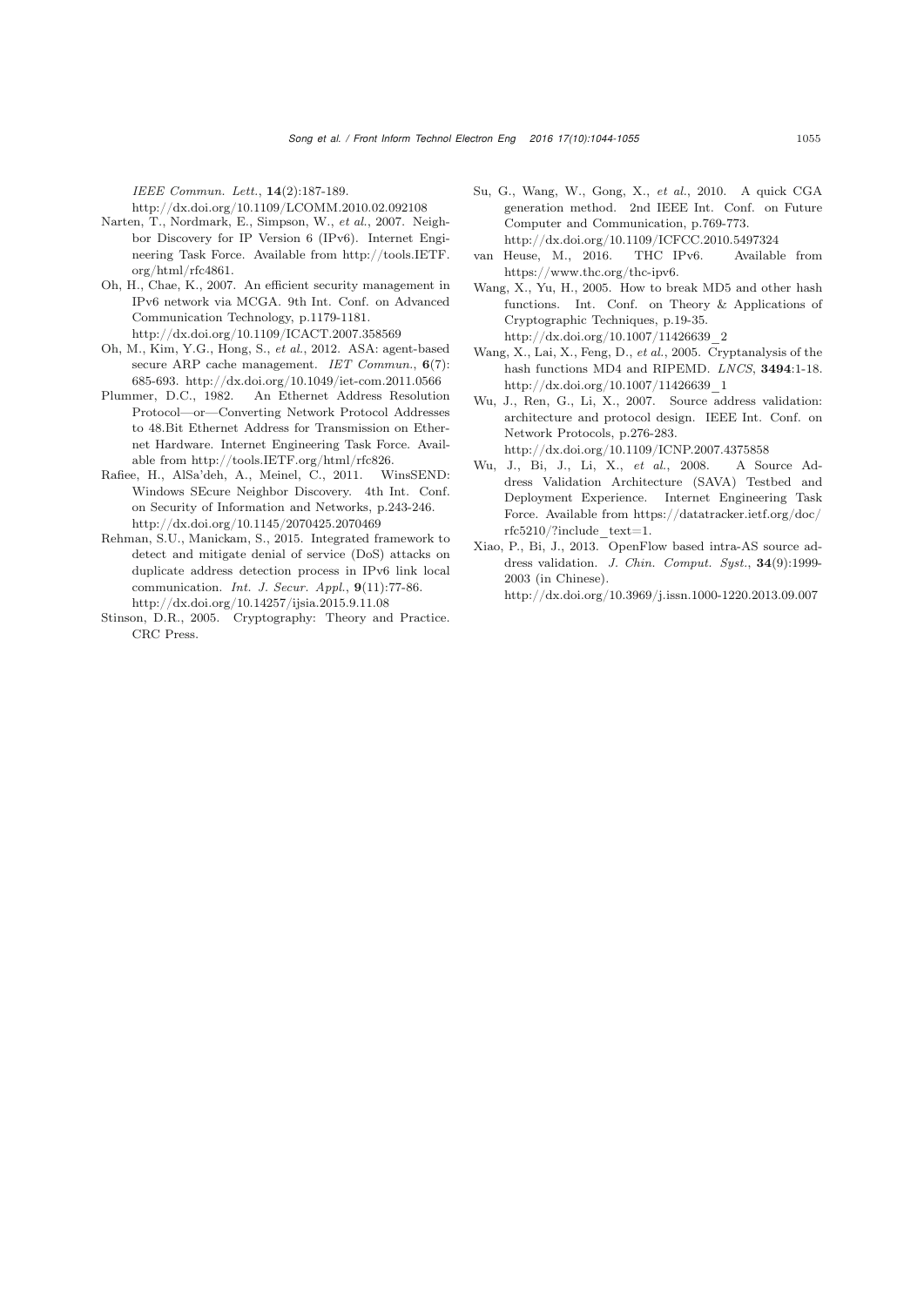*IEEE Commun. Lett.*, **14**(2):187-189. http://dx.doi.org/10.1109/LCOMM.2010.02.092108

Narten, T., Nordmark, E., Simpson, W., *et al.*, 2007. Neighbor Discovery for IP Version 6 (IPv6). Internet Engineering Task Force. Available from http://tools.IETF.org/html/rfc4861.

Oh, H., Chae, K., 2007. An efficient security management in IPv6 network via MCGA. 9th Int. Conf. on Advanced Communication Technology, p.1179-1181. http://dx.doi.org/10.1109/ICACT.2007.358569

Oh, M., Kim, Y.G., Hong, S., *et al.*, 2012. ASA: agent-based secure ARP cache management. *IET Commun.*, **6**(7): 685-693. http://dx.doi.org/10.1049/iet-com.2011.0566

Plummer, D.C., 1982. An Ethernet Address Resolution Protocol—or—Converting Network Protocol Addresses to 48.Bit Ethernet Address for Transmission on Ethernet Hardware. Internet Engineering Task Force. Available from http://tools.IETF.org/html/rfc826.

Rafiee, H., AlSa'deh, A., Meinel, C., 2011. WinsSEND: Windows SEcure Neighbor Discovery. 4th Int. Conf. on Security of Information and Networks, p.243-246. http://dx.doi.org/10.1145/2070425.2070469

Rehman, S.U., Manickam, S., 2015. Integrated framework to detect and mitigate denial of service (DoS) attacks on duplicate address detection process in IPv6 link local communication. *Int. J. Secur. Appl.*, **9**(11):77-86. http://dx.doi.org/10.14257/ijsia.2015.9.11.08

Stinson, D.R., 2005. Cryptography: Theory and Practice. CRC Press.

Su, G., Wang, W., Gong, X., *et al.*, 2010. A quick CGA generation method. 2nd IEEE Int. Conf. on Future Computer and Communication, p.769-773. http://dx.doi.org/10.1109/ICFCC.2010.5497324

van Heuse, M., 2016. THC IPv6. Available from https://www.thc.org/thc-ipv6.

Wang, X., Yu, H., 2005. How to break MD5 and other hash functions. Int. Conf. on Theory & Applications of Cryptographic Techniques, p.19-35. http://dx.doi.org/10.1007/11426639_2

Wang, X., Lai, X., Feng, D., *et al.*, 2005. Cryptanalysis of the hash functions MD4 and RIPEMD. *LNCS*, **3494**:1-18. http://dx.doi.org/10.1007/11426639_1

Wu, J., Ren, G., Li, X., 2007. Source address validation: architecture and protocol design. IEEE Int. Conf. on Network Protocols, p.276-283. http://dx.doi.org/10.1109/ICNP.2007.4375858

Wu, J., Bi, J., Li, X., *et al.*, 2008. A Source Address Validation Architecture (SAVA) Testbed and Deployment Experience. Internet Engineering Task Force. Available from https://datatracker.ietf.org/doc/rfc5210/?include_text=1.

Xiao, P., Bi, J., 2013. OpenFlow based intra-AS source address validation. *J. Chin. Comput. Syst.*, **34**(9):1999-2003 (in Chinese). http://dx.doi.org/10.3969/j.issn.1000-1220.2013.09.007